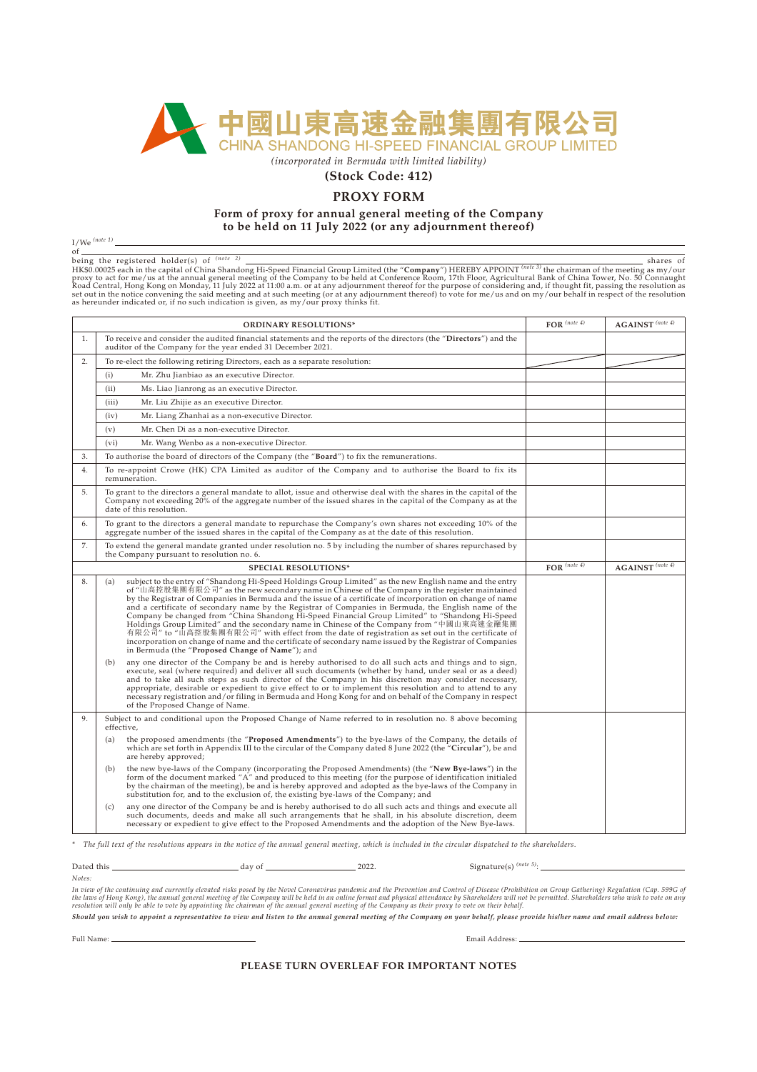# 中國山東高速金融集團有限公司
# CHINA SHANDONG HI-SPEED FINANCIAL GROUP LIMITED

*(incorporated in Bermuda with limited liability)*

**(Stock Code: 412)**

## PROXY FORM

### Form of proxy for annual general meeting of the Company to be held on 11 July 2022 (or any adjournment thereof)

I/We [(note 1)] ______________________________________________

of ______________________________________________

being the registered holder(s) of [(note 2)] ______________________ shares of HK$0.00025 each in the capital of China Shandong Hi-Speed Financial Group Limited (the "**Company**") HEREBY APPOINT [(note 3)] the chairman of the meeting as my/our proxy to act for me/us at the annual general meeting of the Company to be held at Conference Room, 17th Floor, Agricultural Bank of China Tower, No. 50 Connaught Road Central, Hong Kong on Monday, 11 July 2022 at 11:00 a.m. or at any adjournment thereof for the purpose of considering and, if thought fit, passing the resolution as set out in the notice convening the said meeting and at such meeting (or at any adjournment thereof) to vote for me/us and on my/our behalf in respect of the resolution as hereunder indicated or, if no such indication is given, as my/our proxy thinks fit.

| | ORDINARY RESOLUTIONS* | FOR [(note 4)] | AGAINST [(note 4)] |
|---|---|---|---|
| 1. | To receive and consider the audited financial statements and the reports of the directors (the "**Directors**") and the auditor of the Company for the year ended 31 December 2021. | | |
| 2. | To re-elect the following retiring Directors, each as a separate resolution: | | |
| | (i) Mr. Zhu Jianbiao as an executive Director. | | |
| | (ii) Ms. Liao Jianrong as an executive Director. | | |
| | (iii) Mr. Liu Zhijie as an executive Director. | | |
| | (iv) Mr. Liang Zhanhai as a non-executive Director. | | |
| | (v) Mr. Chen Di as a non-executive Director. | | |
| | (vi) Mr. Wang Wenbo as a non-executive Director. | | |
| 3. | To authorise the board of directors of the Company (the "**Board**") to fix the remunerations. | | |
| 4. | To re-appoint Crowe (HK) CPA Limited as auditor of the Company and to authorise the Board to fix its remuneration. | | |
| 5. | To grant to the directors a general mandate to allot, issue and otherwise deal with the shares in the capital of the Company not exceeding 20% of the aggregate number of the issued shares in the capital of the Company as at the date of this resolution. | | |
| 6. | To grant to the directors a general mandate to repurchase the Company's own shares not exceeding 10% of the aggregate number of the issued shares in the capital of the Company as at the date of this resolution. | | |
| 7. | To extend the general mandate granted under resolution no. 5 by including the number of shares repurchased by the Company pursuant to resolution no. 6. | | |
| | **SPECIAL RESOLUTIONS*** | **FOR** [(note 4)] | **AGAINST** [(note 4)] |
| 8. | (a) subject to the entry of "Shandong Hi-Speed Holdings Group Limited" as the new English name and the entry of "山高控股集團有限公司" as the new secondary name in Chinese of the Company in the register maintained by the Registrar of Companies in Bermuda and the issue of a certificate of incorporation on change of name and a certificate of secondary name by the Registrar of Companies in Bermuda, the English name of the Company be changed from "China Shandong Hi-Speed Financial Group Limited" to "Shandong Hi-Speed Holdings Group Limited" and the secondary name in Chinese of the Company from "中國山東高速金融集團有限公司" to "山高控股集團有限公司" with effect from the date of registration as set out in the certificate of incorporation on change of name and the certificate of secondary name issued by the Registrar of Companies in Bermuda (the "**Proposed Change of Name**"); and<br>(b) any one director of the Company be and is hereby authorised to do all such acts and things and to sign, execute, seal (where required) and deliver all such documents (whether by hand, under seal or as a deed) and to take all such steps as such director of the Company in his discretion may consider necessary, appropriate, desirable or expedient to give effect to or to implement this resolution and to attend to any necessary registration and/or filing in Bermuda and Hong Kong for and on behalf of the Company in respect of the Proposed Change of Name. | | |
| 9. | Subject to and conditional upon the Proposed Change of Name referred to in resolution no. 8 above becoming effective,<br>(a) the proposed amendments (the "**Proposed Amendments**") to the bye-laws of the Company, the details of which are set forth in Appendix III to the circular of the Company dated 8 June 2022 (the "**Circular**"), be and are hereby approved;<br>(b) the new bye-laws of the Company (incorporating the Proposed Amendments) (the "**New Bye-laws**") in the form of the document marked "A" and produced to this meeting (for the purpose of identification initialed by the chairman of the meeting), be and is hereby approved and adopted as the bye-laws of the Company in substitution for, and to the exclusion of, the existing bye-laws of the Company; and<br>(c) any one director of the Company be and is hereby authorised to do all such acts and things and execute all such documents, deeds and make all such arrangements that he shall, in his absolute discretion, deem necessary or expedient to give effect to the Proposed Amendments and the adoption of the New Bye-laws. | | |

\* *The full text of the resolutions appears in the notice of the annual general meeting, which is included in the circular dispatched to the shareholders.*

Dated this ______________ day of ______________ 2022. Signature(s) [(note 5)]: ______________________

*Notes:*

*In view of the continuing and currently elevated risks posed by the Novel Coronavirus pandemic and the Prevention and Control of Disease (Prohibition on Group Gathering) Regulation (Cap. 599G of the laws of Hong Kong), the annual general meeting of the Company will be held in an online format and physical attendance by Shareholders will not be permitted. Shareholders who wish to vote on any resolution will only be able to vote by appointing the chairman of the annual general meeting of the Company as their proxy to vote on their behalf.*

***Should you wish to appoint a representative to view and listen to the annual general meeting of the Company on your behalf, please provide his/her name and email address below:***

Full Name: ______________________ Email Address: ______________________

**PLEASE TURN OVERLEAF FOR IMPORTANT NOTES**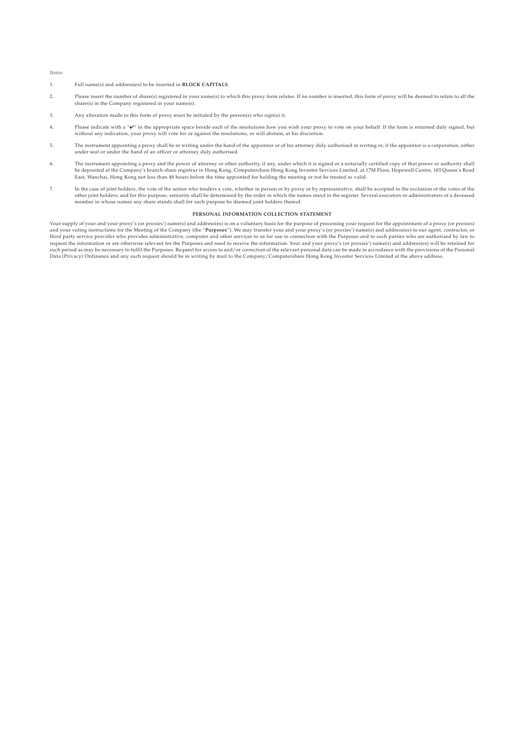*Notes:*

1. Full name(s) and address(es) to be inserted in **BLOCK CAPITALS**.

2. Please insert the number of share(s) registered in your name(s) to which this proxy form relates. If no number is inserted, this form of proxy will be deemed to relate to all the share(s) in the Company registered in your name(s).

3. Any alteration made to this form of proxy must be initialed by the person(s) who sign(s) it.

4. Please indicate with a "✔" in the appropriate space beside each of the resolutions how you wish your proxy to vote on your behalf. If the form is returned duly signed, but without any indication, your proxy will vote for or against the resolutions, or will abstain, at his discretion.

5. The instrument appointing a proxy shall be in writing under the hand of the appointor or of his attorney duly authorised in writing or, if the appointor is a corporation, either under seal or under the hand of an officer or attorney duly authorised.

6. The instrument appointing a proxy and the power of attorney or other authority, if any, under which it is signed or a notarially certified copy of that power or authority shall be deposited at the Company's branch share registrar in Hong Kong, Computershare Hong Kong Investor Services Limited, at 17M Floor, Hopewell Centre, 183 Queen's Road East, Wanchai, Hong Kong not less than 48 hours before the time appointed for holding the meeting or not be treated as valid.

7. In the case of joint holders, the vote of the senior who tenders a vote, whether in person or by proxy or by representative, shall be accepted to the exclusion of the votes of the other joint holders; and for this purpose, seniority shall be determined by the order in which the names stand in the register. Several executors or administrators of a deceased member in whose names any share stands shall for such purpose be deemed joint holders thereof.

**PERSONAL INFORMATION COLLECTION STATEMENT**

Your supply of your and your proxy's (or proxies') name(s) and address(es) is on a voluntary basis for the purpose of processing your request for the appointment of a proxy (or proxies) and your voting instructions for the Meeting of the Company (the "**Purposes**"). We may transfer your and your proxy's (or proxies') name(s) and address(es) to our agent, contractor, or third party service provider who provides administrative, computer and other services to us for use in connection with the Purposes and to such parties who are authorized by law to request the information or are otherwise relevant for the Purposes and need to receive the information. Your and your proxy's (or proxies') name(s) and address(es) will be retained for such period as may be necessary to fulfil the Purposes. Request for access to and/or correction of the relevant personal data can be made in accordance with the provisions of the Personal Data (Privacy) Ordinance and any such request should be in writing by mail to the Company/Computershare Hong Kong Investor Services Limited at the above address.